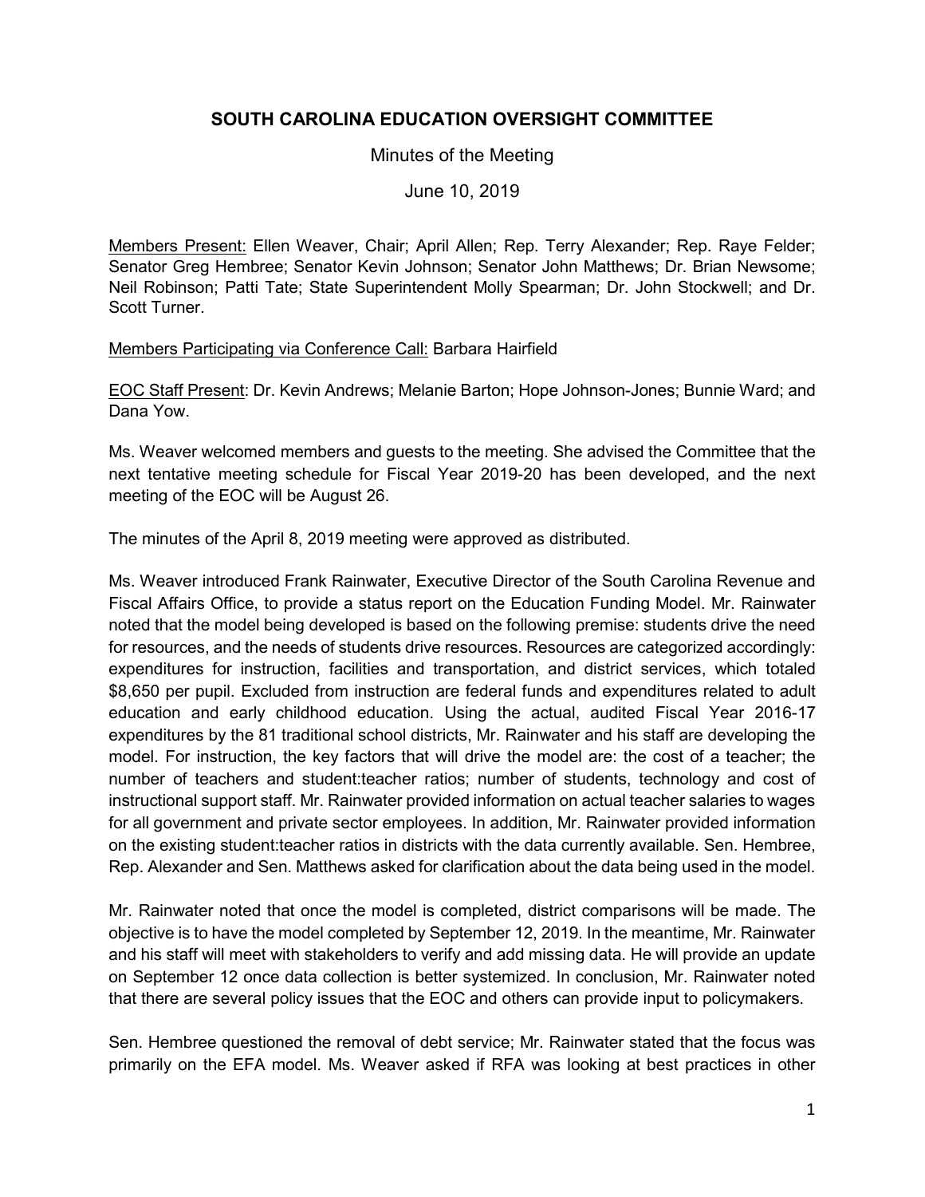# SOUTH CAROLINA EDUCATION OVERSIGHT COMMITTEE

Minutes of the Meeting

June 10, 2019

Members Present: Ellen Weaver, Chair; April Allen; Rep. Terry Alexander; Rep. Raye Felder; Senator Greg Hembree; Senator Kevin Johnson; Senator John Matthews; Dr. Brian Newsome; Neil Robinson; Patti Tate; State Superintendent Molly Spearman; Dr. John Stockwell; and Dr. Scott Turner.

Members Participating via Conference Call: Barbara Hairfield

EOC Staff Present: Dr. Kevin Andrews; Melanie Barton; Hope Johnson-Jones; Bunnie Ward; and Dana Yow.

Ms. Weaver welcomed members and guests to the meeting. She advised the Committee that the next tentative meeting schedule for Fiscal Year 2019-20 has been developed, and the next meeting of the EOC will be August 26.

The minutes of the April 8, 2019 meeting were approved as distributed.

Ms. Weaver introduced Frank Rainwater, Executive Director of the South Carolina Revenue and Fiscal Affairs Office, to provide a status report on the Education Funding Model. Mr. Rainwater noted that the model being developed is based on the following premise: students drive the need for resources, and the needs of students drive resources. Resources are categorized accordingly: expenditures for instruction, facilities and transportation, and district services, which totaled $8,650 per pupil. Excluded from instruction are federal funds and expenditures related to adult education and early childhood education. Using the actual, audited Fiscal Year 2016-17 expenditures by the 81 traditional school districts, Mr. Rainwater and his staff are developing the model. For instruction, the key factors that will drive the model are: the cost of a teacher; the number of teachers and student:teacher ratios; number of students, technology and cost of instructional support staff. Mr. Rainwater provided information on actual teacher salaries to wages for all government and private sector employees. In addition, Mr. Rainwater provided information on the existing student:teacher ratios in districts with the data currently available. Sen. Hembree, Rep. Alexander and Sen. Matthews asked for clarification about the data being used in the model.

Mr. Rainwater noted that once the model is completed, district comparisons will be made. The objective is to have the model completed by September 12, 2019. In the meantime, Mr. Rainwater and his staff will meet with stakeholders to verify and add missing data. He will provide an update on September 12 once data collection is better systemized. In conclusion, Mr. Rainwater noted that there are several policy issues that the EOC and others can provide input to policymakers.

Sen. Hembree questioned the removal of debt service; Mr. Rainwater stated that the focus was primarily on the EFA model. Ms. Weaver asked if RFA was looking at best practices in other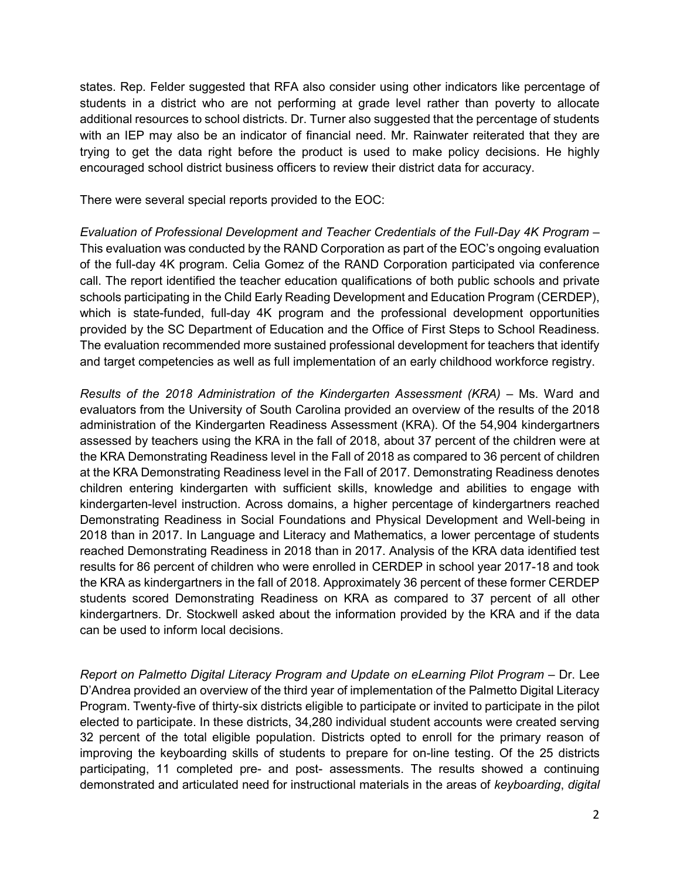states. Rep. Felder suggested that RFA also consider using other indicators like percentage of students in a district who are not performing at grade level rather than poverty to allocate additional resources to school districts. Dr. Turner also suggested that the percentage of students with an IEP may also be an indicator of financial need. Mr. Rainwater reiterated that they are trying to get the data right before the product is used to make policy decisions. He highly encouraged school district business officers to review their district data for accuracy.

There were several special reports provided to the EOC:

*Evaluation of Professional Development and Teacher Credentials of the Full-Day 4K Program* – This evaluation was conducted by the RAND Corporation as part of the EOC's ongoing evaluation of the full-day 4K program. Celia Gomez of the RAND Corporation participated via conference call. The report identified the teacher education qualifications of both public schools and private schools participating in the Child Early Reading Development and Education Program (CERDEP), which is state-funded, full-day 4K program and the professional development opportunities provided by the SC Department of Education and the Office of First Steps to School Readiness. The evaluation recommended more sustained professional development for teachers that identify and target competencies as well as full implementation of an early childhood workforce registry.

*Results of the 2018 Administration of the Kindergarten Assessment (KRA)* – Ms. Ward and evaluators from the University of South Carolina provided an overview of the results of the 2018 administration of the Kindergarten Readiness Assessment (KRA). Of the 54,904 kindergartners assessed by teachers using the KRA in the fall of 2018, about 37 percent of the children were at the KRA Demonstrating Readiness level in the Fall of 2018 as compared to 36 percent of children at the KRA Demonstrating Readiness level in the Fall of 2017. Demonstrating Readiness denotes children entering kindergarten with sufficient skills, knowledge and abilities to engage with kindergarten-level instruction. Across domains, a higher percentage of kindergartners reached Demonstrating Readiness in Social Foundations and Physical Development and Well-being in 2018 than in 2017. In Language and Literacy and Mathematics, a lower percentage of students reached Demonstrating Readiness in 2018 than in 2017. Analysis of the KRA data identified test results for 86 percent of children who were enrolled in CERDEP in school year 2017-18 and took the KRA as kindergartners in the fall of 2018. Approximately 36 percent of these former CERDEP students scored Demonstrating Readiness on KRA as compared to 37 percent of all other kindergartners. Dr. Stockwell asked about the information provided by the KRA and if the data can be used to inform local decisions.

*Report on Palmetto Digital Literacy Program and Update on eLearning Pilot Program* – Dr. Lee D'Andrea provided an overview of the third year of implementation of the Palmetto Digital Literacy Program. Twenty-five of thirty-six districts eligible to participate or invited to participate in the pilot elected to participate. In these districts, 34,280 individual student accounts were created serving 32 percent of the total eligible population. Districts opted to enroll for the primary reason of improving the keyboarding skills of students to prepare for on-line testing. Of the 25 districts participating, 11 completed pre- and post- assessments. The results showed a continuing demonstrated and articulated need for instructional materials in the areas of *keyboarding*, *digital*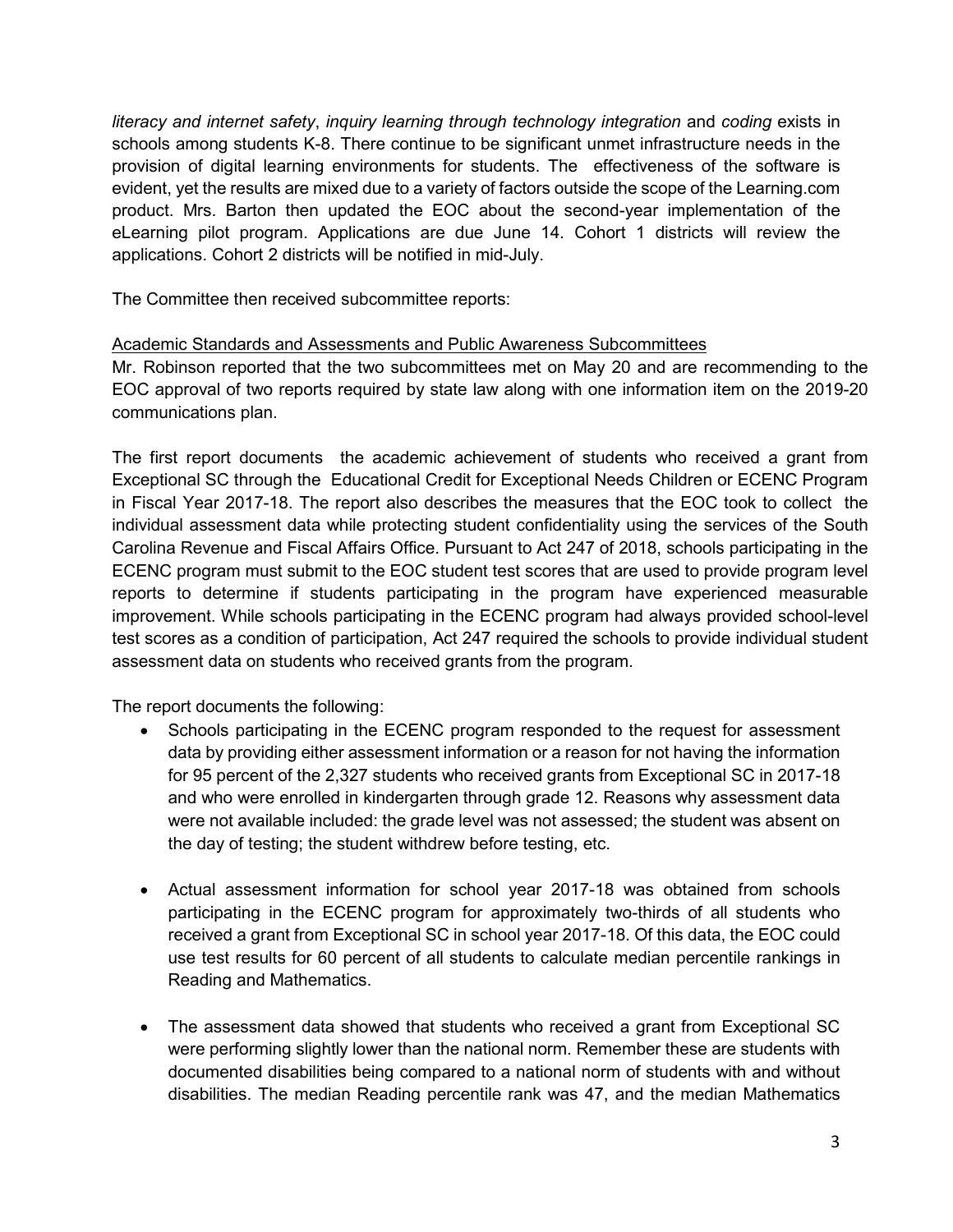*literacy and internet safety*, *inquiry learning through technology integration* and *coding* exists in schools among students K-8. There continue to be significant unmet infrastructure needs in the provision of digital learning environments for students. The effectiveness of the software is evident, yet the results are mixed due to a variety of factors outside the scope of the Learning.com product. Mrs. Barton then updated the EOC about the second-year implementation of the eLearning pilot program. Applications are due June 14. Cohort 1 districts will review the applications. Cohort 2 districts will be notified in mid-July.

The Committee then received subcommittee reports:

Academic Standards and Assessments and Public Awareness Subcommittees

Mr. Robinson reported that the two subcommittees met on May 20 and are recommending to the EOC approval of two reports required by state law along with one information item on the 2019-20 communications plan.

The first report documents the academic achievement of students who received a grant from Exceptional SC through the Educational Credit for Exceptional Needs Children or ECENC Program in Fiscal Year 2017-18. The report also describes the measures that the EOC took to collect the individual assessment data while protecting student confidentiality using the services of the South Carolina Revenue and Fiscal Affairs Office. Pursuant to Act 247 of 2018, schools participating in the ECENC program must submit to the EOC student test scores that are used to provide program level reports to determine if students participating in the program have experienced measurable improvement. While schools participating in the ECENC program had always provided school-level test scores as a condition of participation, Act 247 required the schools to provide individual student assessment data on students who received grants from the program.

The report documents the following:

- Schools participating in the ECENC program responded to the request for assessment data by providing either assessment information or a reason for not having the information for 95 percent of the 2,327 students who received grants from Exceptional SC in 2017-18 and who were enrolled in kindergarten through grade 12. Reasons why assessment data were not available included: the grade level was not assessed; the student was absent on the day of testing; the student withdrew before testing, etc.

- Actual assessment information for school year 2017-18 was obtained from schools participating in the ECENC program for approximately two-thirds of all students who received a grant from Exceptional SC in school year 2017-18. Of this data, the EOC could use test results for 60 percent of all students to calculate median percentile rankings in Reading and Mathematics.

- The assessment data showed that students who received a grant from Exceptional SC were performing slightly lower than the national norm. Remember these are students with documented disabilities being compared to a national norm of students with and without disabilities. The median Reading percentile rank was 47, and the median Mathematics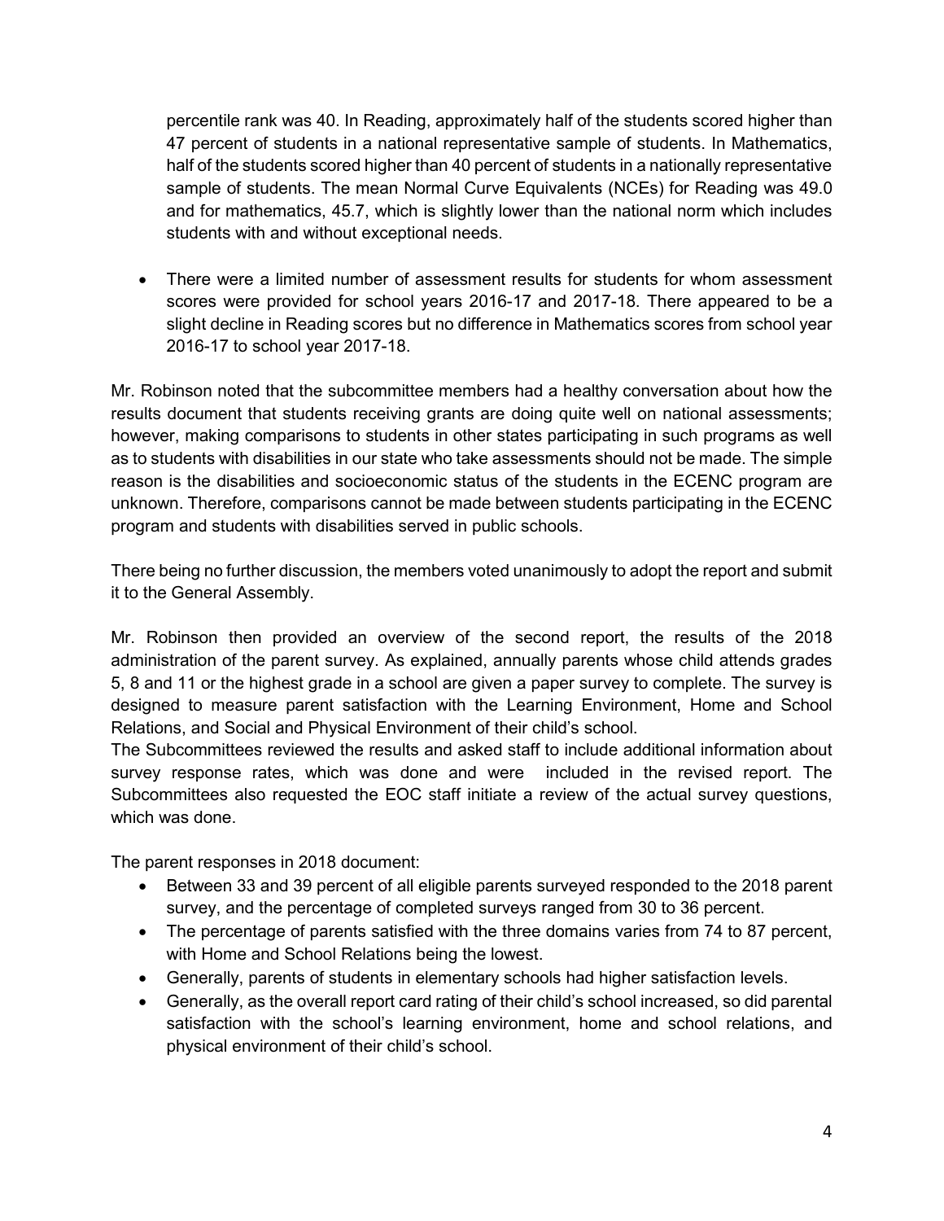percentile rank was 40. In Reading, approximately half of the students scored higher than 47 percent of students in a national representative sample of students. In Mathematics, half of the students scored higher than 40 percent of students in a nationally representative sample of students. The mean Normal Curve Equivalents (NCEs) for Reading was 49.0 and for mathematics, 45.7, which is slightly lower than the national norm which includes students with and without exceptional needs.

- There were a limited number of assessment results for students for whom assessment scores were provided for school years 2016-17 and 2017-18. There appeared to be a slight decline in Reading scores but no difference in Mathematics scores from school year 2016-17 to school year 2017-18.

Mr. Robinson noted that the subcommittee members had a healthy conversation about how the results document that students receiving grants are doing quite well on national assessments; however, making comparisons to students in other states participating in such programs as well as to students with disabilities in our state who take assessments should not be made. The simple reason is the disabilities and socioeconomic status of the students in the ECENC program are unknown. Therefore, comparisons cannot be made between students participating in the ECENC program and students with disabilities served in public schools.

There being no further discussion, the members voted unanimously to adopt the report and submit it to the General Assembly.

Mr. Robinson then provided an overview of the second report, the results of the 2018 administration of the parent survey. As explained, annually parents whose child attends grades 5, 8 and 11 or the highest grade in a school are given a paper survey to complete. The survey is designed to measure parent satisfaction with the Learning Environment, Home and School Relations, and Social and Physical Environment of their child's school.

The Subcommittees reviewed the results and asked staff to include additional information about survey response rates, which was done and were included in the revised report. The Subcommittees also requested the EOC staff initiate a review of the actual survey questions, which was done.

The parent responses in 2018 document:

- Between 33 and 39 percent of all eligible parents surveyed responded to the 2018 parent survey, and the percentage of completed surveys ranged from 30 to 36 percent.
- The percentage of parents satisfied with the three domains varies from 74 to 87 percent, with Home and School Relations being the lowest.
- Generally, parents of students in elementary schools had higher satisfaction levels.
- Generally, as the overall report card rating of their child's school increased, so did parental satisfaction with the school's learning environment, home and school relations, and physical environment of their child's school.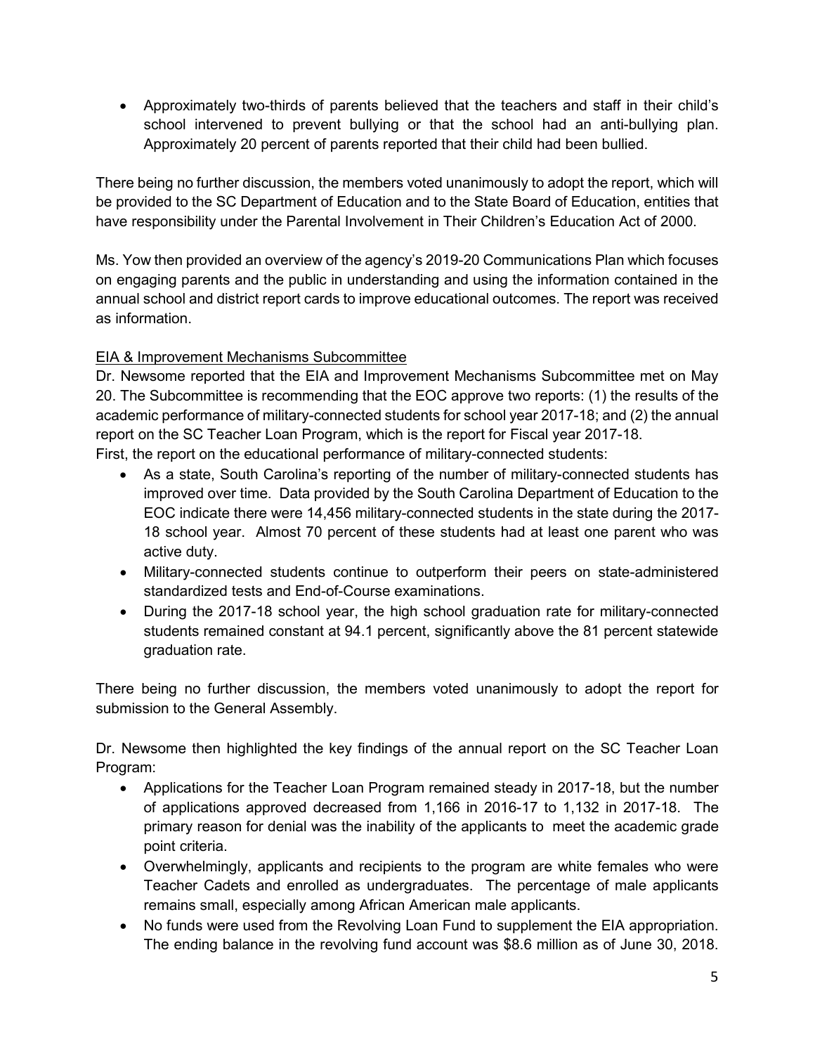- Approximately two-thirds of parents believed that the teachers and staff in their child's school intervened to prevent bullying or that the school had an anti-bullying plan. Approximately 20 percent of parents reported that their child had been bullied.

There being no further discussion, the members voted unanimously to adopt the report, which will be provided to the SC Department of Education and to the State Board of Education, entities that have responsibility under the Parental Involvement in Their Children's Education Act of 2000.

Ms. Yow then provided an overview of the agency's 2019-20 Communications Plan which focuses on engaging parents and the public in understanding and using the information contained in the annual school and district report cards to improve educational outcomes. The report was received as information.

EIA & Improvement Mechanisms Subcommittee

Dr. Newsome reported that the EIA and Improvement Mechanisms Subcommittee met on May 20. The Subcommittee is recommending that the EOC approve two reports: (1) the results of the academic performance of military-connected students for school year 2017-18; and (2) the annual report on the SC Teacher Loan Program, which is the report for Fiscal year 2017-18.

First, the report on the educational performance of military-connected students:

- As a state, South Carolina's reporting of the number of military-connected students has improved over time. Data provided by the South Carolina Department of Education to the EOC indicate there were 14,456 military-connected students in the state during the 2017-18 school year. Almost 70 percent of these students had at least one parent who was active duty.
- Military-connected students continue to outperform their peers on state-administered standardized tests and End-of-Course examinations.
- During the 2017-18 school year, the high school graduation rate for military-connected students remained constant at 94.1 percent, significantly above the 81 percent statewide graduation rate.

There being no further discussion, the members voted unanimously to adopt the report for submission to the General Assembly.

Dr. Newsome then highlighted the key findings of the annual report on the SC Teacher Loan Program:

- Applications for the Teacher Loan Program remained steady in 2017-18, but the number of applications approved decreased from 1,166 in 2016-17 to 1,132 in 2017-18. The primary reason for denial was the inability of the applicants to meet the academic grade point criteria.
- Overwhelmingly, applicants and recipients to the program are white females who were Teacher Cadets and enrolled as undergraduates. The percentage of male applicants remains small, especially among African American male applicants.
- No funds were used from the Revolving Loan Fund to supplement the EIA appropriation. The ending balance in the revolving fund account was $8.6 million as of June 30, 2018.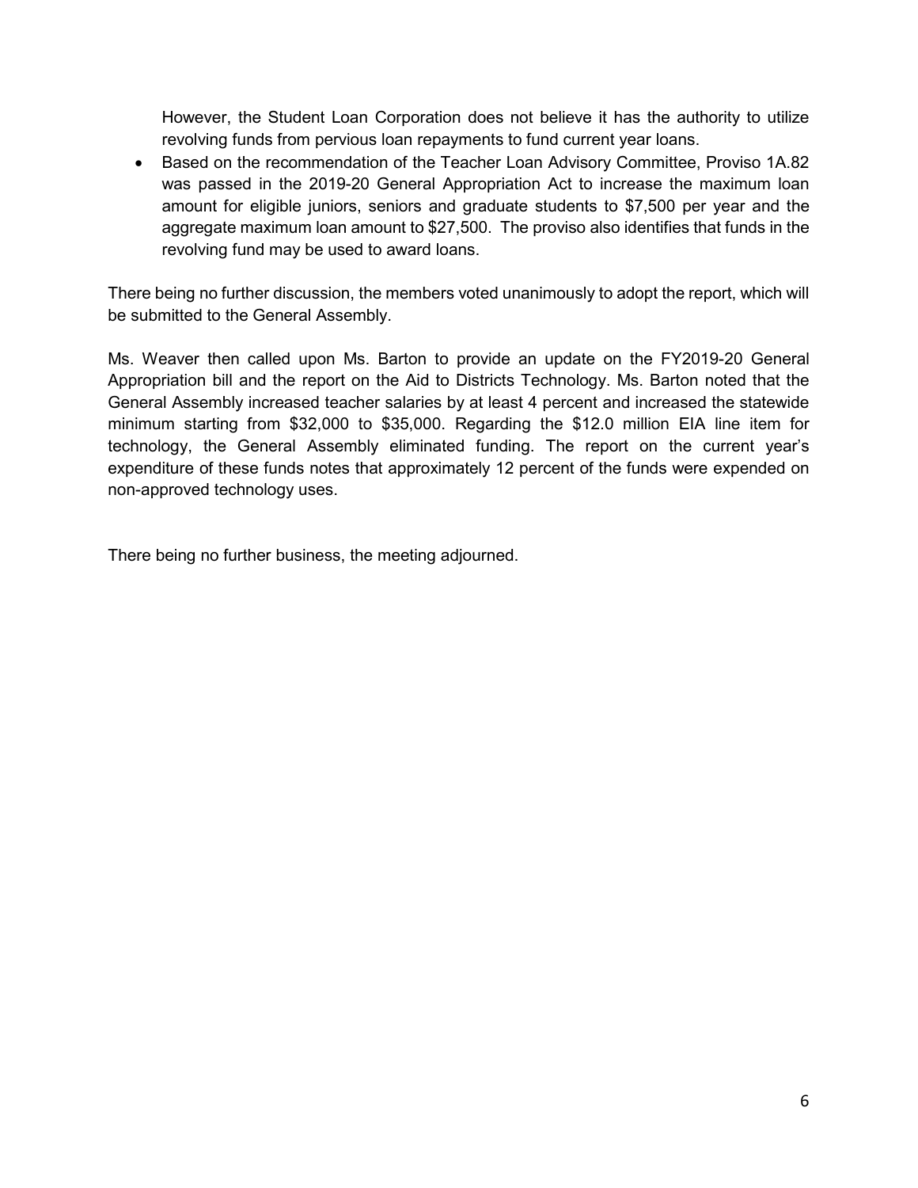However, the Student Loan Corporation does not believe it has the authority to utilize revolving funds from pervious loan repayments to fund current year loans.

- Based on the recommendation of the Teacher Loan Advisory Committee, Proviso 1A.82 was passed in the 2019-20 General Appropriation Act to increase the maximum loan amount for eligible juniors, seniors and graduate students to $7,500 per year and the aggregate maximum loan amount to $27,500. The proviso also identifies that funds in the revolving fund may be used to award loans.

There being no further discussion, the members voted unanimously to adopt the report, which will be submitted to the General Assembly.

Ms. Weaver then called upon Ms. Barton to provide an update on the FY2019-20 General Appropriation bill and the report on the Aid to Districts Technology. Ms. Barton noted that the General Assembly increased teacher salaries by at least 4 percent and increased the statewide minimum starting from $32,000 to $35,000. Regarding the $12.0 million EIA line item for technology, the General Assembly eliminated funding. The report on the current year's expenditure of these funds notes that approximately 12 percent of the funds were expended on non-approved technology uses.

There being no further business, the meeting adjourned.